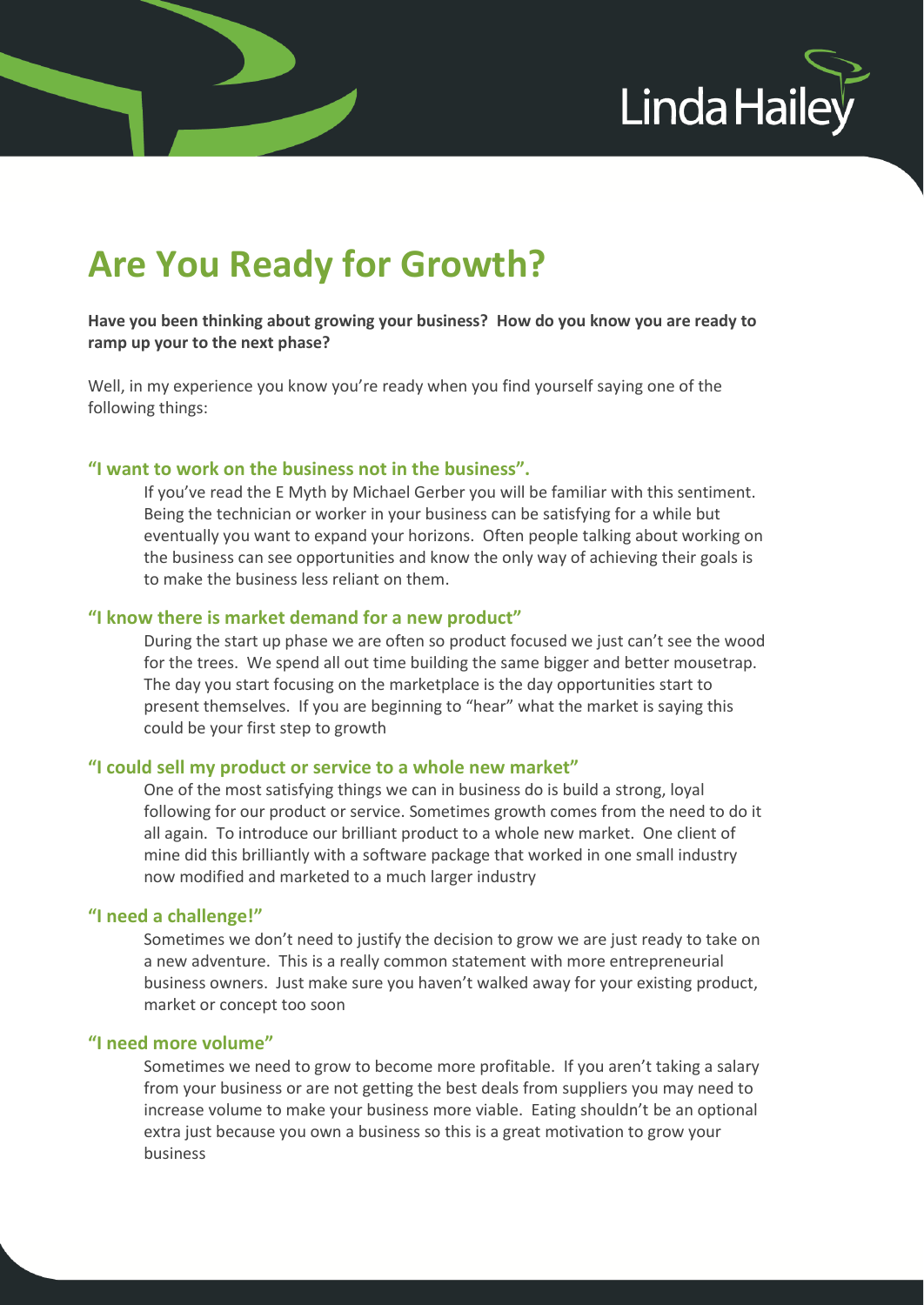Linda Hailey

# Are You Ready for Growth?

**Have you been thinking about growing your business? How do you know you are ready to ramp up your to the next phase?**

Well, in my experience you know you're ready when you find yourself saying one of the following things:

### "I want to work on the business not in the business".

If you've read the E Myth by Michael Gerber you will be familiar with this sentiment. Being the technician or worker in your business can be satisfying for a while but eventually you want to expand your horizons. Often people talking about working on the business can see opportunities and know the only way of achieving their goals is to make the business less reliant on them.

### "I know there is market demand for a new product"

During the start up phase we are often so product focused we just can't see the wood for the trees. We spend all out time building the same bigger and better mousetrap. The day you start focusing on the marketplace is the day opportunities start to present themselves. If you are beginning to "hear" what the market is saying this could be your first step to growth

### "I could sell my product or service to a whole new market"

One of the most satisfying things we can in business do is build a strong, loyal following for our product or service. Sometimes growth comes from the need to do it all again. To introduce our brilliant product to a whole new market. One client of mine did this brilliantly with a software package that worked in one small industry now modified and marketed to a much larger industry

### "I need a challenge!"

Sometimes we don't need to justify the decision to grow we are just ready to take on a new adventure. This is a really common statement with more entrepreneurial business owners. Just make sure you haven't walked away for your existing product, market or concept too soon

### "I need more volume"

Sometimes we need to grow to become more profitable. If you aren't taking a salary from your business or are not getting the best deals from suppliers you may need to increase volume to make your business more viable. Eating shouldn't be an optional extra just because you own a business so this is a great motivation to grow your business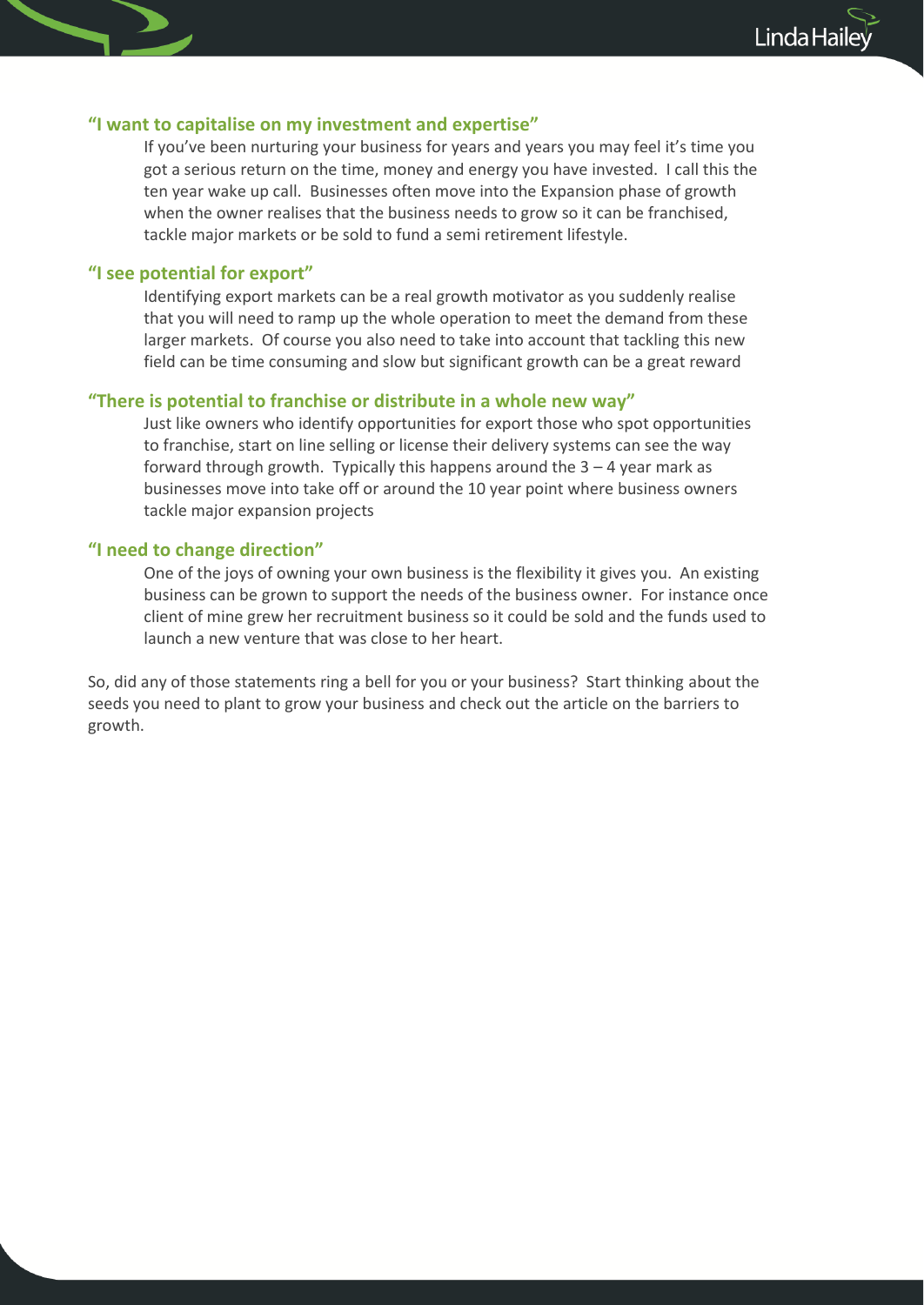### "I want to capitalise on my investment and expertise"

If you've been nurturing your business for years and years you may feel it's time you got a serious return on the time, money and energy you have invested. I call this the ten year wake up call. Businesses often move into the Expansion phase of growth when the owner realises that the business needs to grow so it can be franchised, tackle major markets or be sold to fund a semi retirement lifestyle.

### "I see potential for export"

Identifying export markets can be a real growth motivator as you suddenly realise that you will need to ramp up the whole operation to meet the demand from these larger markets. Of course you also need to take into account that tackling this new field can be time consuming and slow but significant growth can be a great reward

### "There is potential to franchise or distribute in a whole new way"

Just like owners who identify opportunities for export those who spot opportunities to franchise, start on line selling or license their delivery systems can see the way forward through growth. Typically this happens around the 3 – 4 year mark as businesses move into take off or around the 10 year point where business owners tackle major expansion projects

### "I need to change direction"

One of the joys of owning your own business is the flexibility it gives you. An existing business can be grown to support the needs of the business owner. For instance once client of mine grew her recruitment business so it could be sold and the funds used to launch a new venture that was close to her heart.

So, did any of those statements ring a bell for you or your business? Start thinking about the seeds you need to plant to grow your business and check out the article on the barriers to growth.